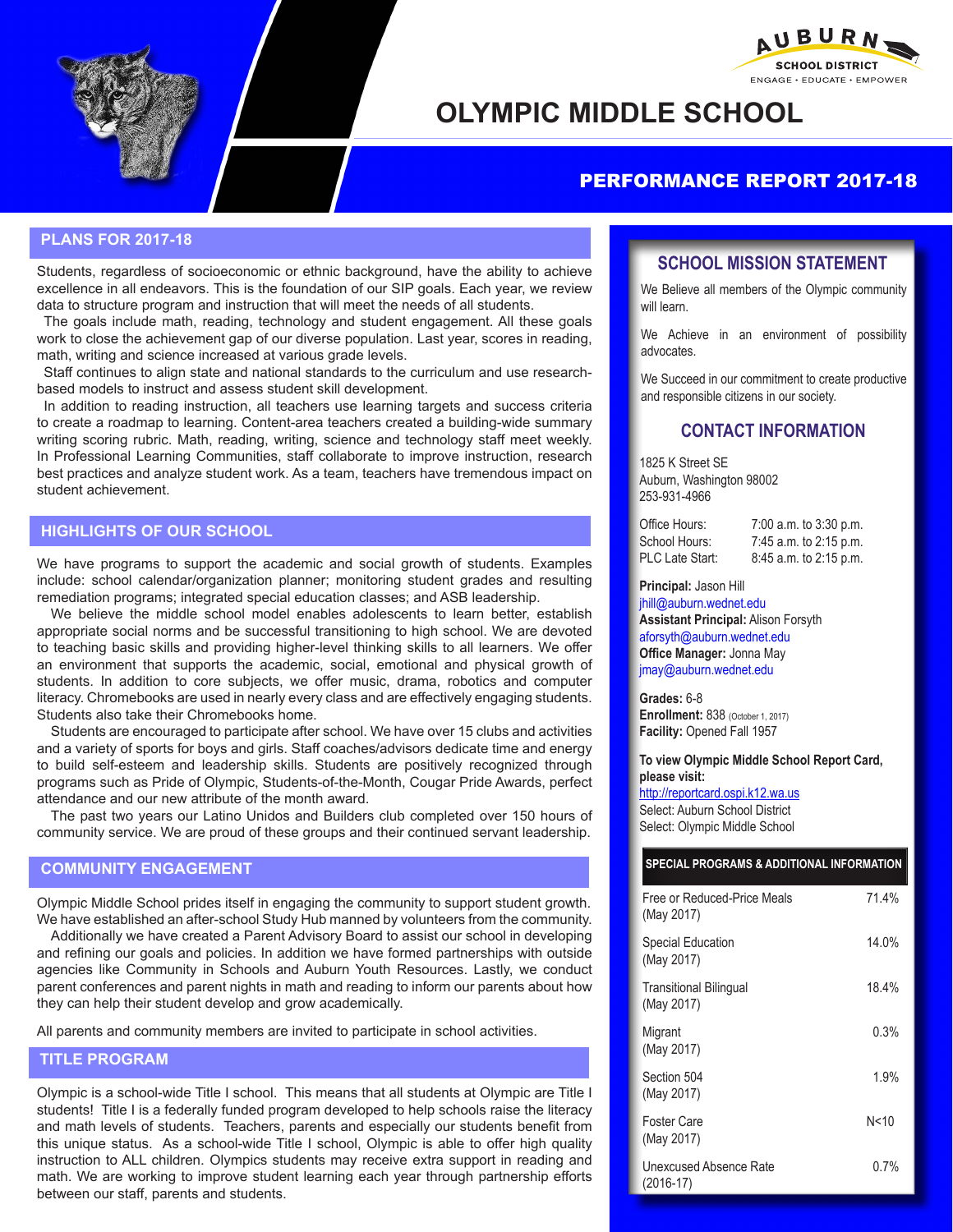AUBURN SCHOOL DISTRICT
ENGAGE • EDUCATE • EMPOWER

# OLYMPIC MIDDLE SCHOOL

## PERFORMANCE REPORT 2017-18

## PLANS FOR 2017-18

Students, regardless of socioeconomic or ethnic background, have the ability to achieve excellence in all endeavors. This is the foundation of our SIP goals. Each year, we review data to structure program and instruction that will meet the needs of all students.

The goals include math, reading, technology and student engagement. All these goals work to close the achievement gap of our diverse population. Last year, scores in reading, math, writing and science increased at various grade levels.

Staff continues to align state and national standards to the curriculum and use research-based models to instruct and assess student skill development.

In addition to reading instruction, all teachers use learning targets and success criteria to create a roadmap to learning. Content-area teachers created a building-wide summary writing scoring rubric. Math, reading, writing, science and technology staff meet weekly. In Professional Learning Communities, staff collaborate to improve instruction, research best practices and analyze student work. As a team, teachers have tremendous impact on student achievement.

## HIGHLIGHTS OF OUR SCHOOL

We have programs to support the academic and social growth of students. Examples include: school calendar/organization planner; monitoring student grades and resulting remediation programs; integrated special education classes; and ASB leadership.

We believe the middle school model enables adolescents to learn better, establish appropriate social norms and be successful transitioning to high school. We are devoted to teaching basic skills and providing higher-level thinking skills to all learners. We offer an environment that supports the academic, social, emotional and physical growth of students. In addition to core subjects, we offer music, drama, robotics and computer literacy. Chromebooks are used in nearly every class and are effectively engaging students. Students also take their Chromebooks home.

Students are encouraged to participate after school. We have over 15 clubs and activities and a variety of sports for boys and girls. Staff coaches/advisors dedicate time and energy to build self-esteem and leadership skills. Students are positively recognized through programs such as Pride of Olympic, Students-of-the-Month, Cougar Pride Awards, perfect attendance and our new attribute of the month award.

The past two years our Latino Unidos and Builders club completed over 150 hours of community service. We are proud of these groups and their continued servant leadership.

## COMMUNITY ENGAGEMENT

Olympic Middle School prides itself in engaging the community to support student growth. We have established an after-school Study Hub manned by volunteers from the community.

Additionally we have created a Parent Advisory Board to assist our school in developing and refining our goals and policies. In addition we have formed partnerships with outside agencies like Community in Schools and Auburn Youth Resources. Lastly, we conduct parent conferences and parent nights in math and reading to inform our parents about how they can help their student develop and grow academically.

All parents and community members are invited to participate in school activities.

## TITLE PROGRAM

Olympic is a school-wide Title I school. This means that all students at Olympic are Title I students! Title I is a federally funded program developed to help schools raise the literacy and math levels of students. Teachers, parents and especially our students benefit from this unique status. As a school-wide Title I school, Olympic is able to offer high quality instruction to ALL children. Olympics students may receive extra support in reading and math. We are working to improve student learning each year through partnership efforts between our staff, parents and students.

## SCHOOL MISSION STATEMENT

We Believe all members of the Olympic community will learn.

We Achieve in an environment of possibility advocates.

We Succeed in our commitment to create productive and responsible citizens in our society.

## CONTACT INFORMATION

1825 K Street SE
Auburn, Washington 98002
253-931-4966

| | |
|---|---|
| Office Hours: | 7:00 a.m. to 3:30 p.m. |
| School Hours: | 7:45 a.m. to 2:15 p.m. |
| PLC Late Start: | 8:45 a.m. to 2:15 p.m. |

**Principal:** Jason Hill
jhill@auburn.wednet.edu
**Assistant Principal:** Alison Forsyth
aforsyth@auburn.wednet.edu
**Office Manager:** Jonna May
jmay@auburn.wednet.edu

**Grades:** 6-8
**Enrollment:** 838 (October 1, 2017)
**Facility:** Opened Fall 1957

**To view Olympic Middle School Report Card, please visit:**
http://reportcard.ospi.k12.wa.us
Select: Auburn School District
Select: Olympic Middle School

| SPECIAL PROGRAMS & ADDITIONAL INFORMATION | |
|---|---|
| Free or Reduced-Price Meals (May 2017) | 71.4% |
| Special Education (May 2017) | 14.0% |
| Transitional Bilingual (May 2017) | 18.4% |
| Migrant (May 2017) | 0.3% |
| Section 504 (May 2017) | 1.9% |
| Foster Care (May 2017) | N<10 |
| Unexcused Absence Rate (2016-17) | 0.7% |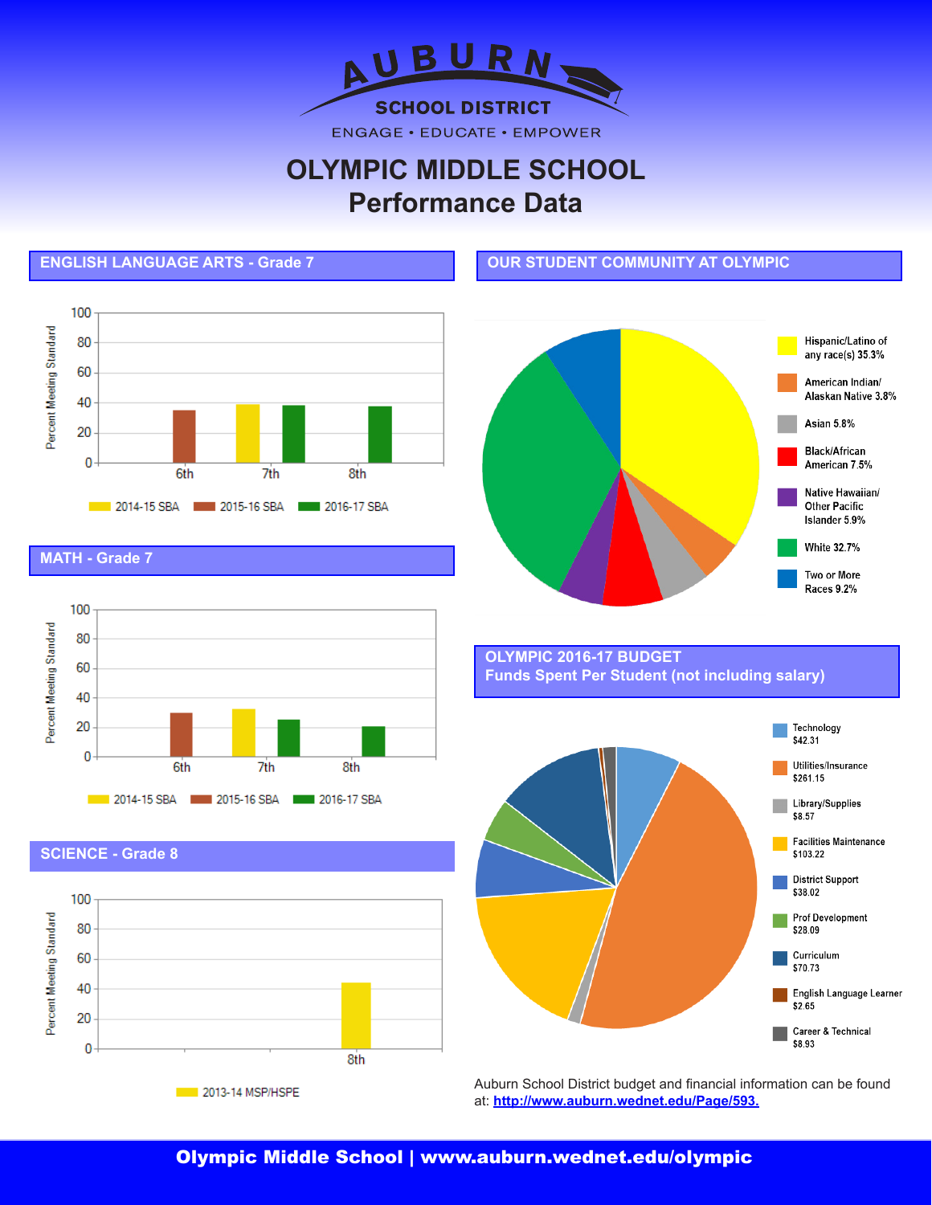AUBURN SCHOOL DISTRICT

ENGAGE • EDUCATE • EMPOWER

# OLYMPIC MIDDLE SCHOOL
## Performance Data

### ENGLISH LANGUAGE ARTS - Grade 7

Percent Meeting Standard

100
80
60
40
20
0

6th 7th 8th

2014-15 SBA 2015-16 SBA 2016-17 SBA

### MATH - Grade 7

Percent Meeting Standard

100
80
60
40
20
0

6th 7th 8th

2014-15 SBA 2015-16 SBA 2016-17 SBA

### SCIENCE - Grade 8

Percent Meeting Standard

100
80
60
40
20
0

8th

2013-14 MSP/HSPE

### OUR STUDENT COMMUNITY AT OLYMPIC

Hispanic/Latino of any race(s) 35.3%
American Indian/ Alaskan Native 3.8%
Asian 5.8%
Black/African American 7.5%
Native Hawaiian/ Other Pacific Islander 5.9%
White 32.7%
Two or More Races 9.2%

### OLYMPIC 2016-17 BUDGET
### Funds Spent Per Student (not including salary)

Technology $42.31
Utilities/Insurance $261.15
Library/Supplies $8.57
Facilities Maintenance $103.22
District Support $38.02
Prof Development $28.09
Curriculum $70.73
English Language Learner $2.65
Career & Technical $8.93

Auburn School District budget and financial information can be found at: **http://www.auburn.wednet.edu/Page/593.**

**Olympic Middle School | www.auburn.wednet.edu/olympic**